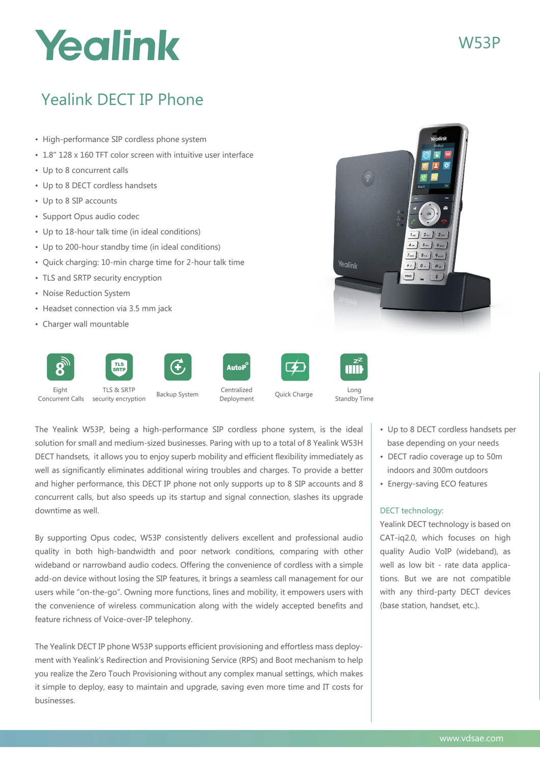# Yealink

W53P

## Yealink DECT IP Phone

- High-performance SIP cordless phone system
- 1.8" 128 x 160 TFT color screen with intuitive user interface
- Up to 8 concurrent calls
- Up to 8 DECT cordless handsets
- Up to 8 SIP accounts
- Support Opus audio codec
- Up to 18-hour talk time (in ideal conditions)
- Up to 200-hour standby time (in ideal conditions)
- Quick charging: 10-min charge time for 2-hour talk time
- TLS and SRTP security encryption
- Noise Reduction System
- Headset connection via 3.5 mm jack
- Charger wall mountable

Eight Concurrent Calls | TLS & SRTP security encryption | Backup System | Centralized Deployment | Quick Charge | Long Standby Time

The Yealink W53P, being a high-performance SIP cordless phone system, is the ideal solution for small and medium-sized businesses. Paring with up to a total of 8 Yealink W53H DECT handsets, it allows you to enjoy superb mobility and efficient flexibility immediately as well as significantly eliminates additional wiring troubles and charges. To provide a better and higher performance, this DECT IP phone not only supports up to 8 SIP accounts and 8 concurrent calls, but also speeds up its startup and signal connection, slashes its upgrade downtime as well.

By supporting Opus codec, W53P consistently delivers excellent and professional audio quality in both high-bandwidth and poor network conditions, comparing with other wideband or narrowband audio codecs. Offering the convenience of cordless with a simple add-on device without losing the SIP features, it brings a seamless call management for our users while "on-the-go". Owning more functions, lines and mobility, it empowers users with the convenience of wireless communication along with the widely accepted benefits and feature richness of Voice-over-IP telephony.

The Yealink DECT IP phone W53P supports efficient provisioning and effortless mass deployment with Yealink's Redirection and Provisioning Service (RPS) and Boot mechanism to help you realize the Zero Touch Provisioning without any complex manual settings, which makes it simple to deploy, easy to maintain and upgrade, saving even more time and IT costs for businesses.

- Up to 8 DECT cordless handsets per base depending on your needs
- DECT radio coverage up to 50m indoors and 300m outdoors
- Energy-saving ECO features

### DECT technology:

Yealink DECT technology is based on CAT-iq2.0, which focuses on high quality Audio VoIP (wideband), as well as low bit - rate data applications. But we are not compatible with any third-party DECT devices (base station, handset, etc.).

www.vdsae.com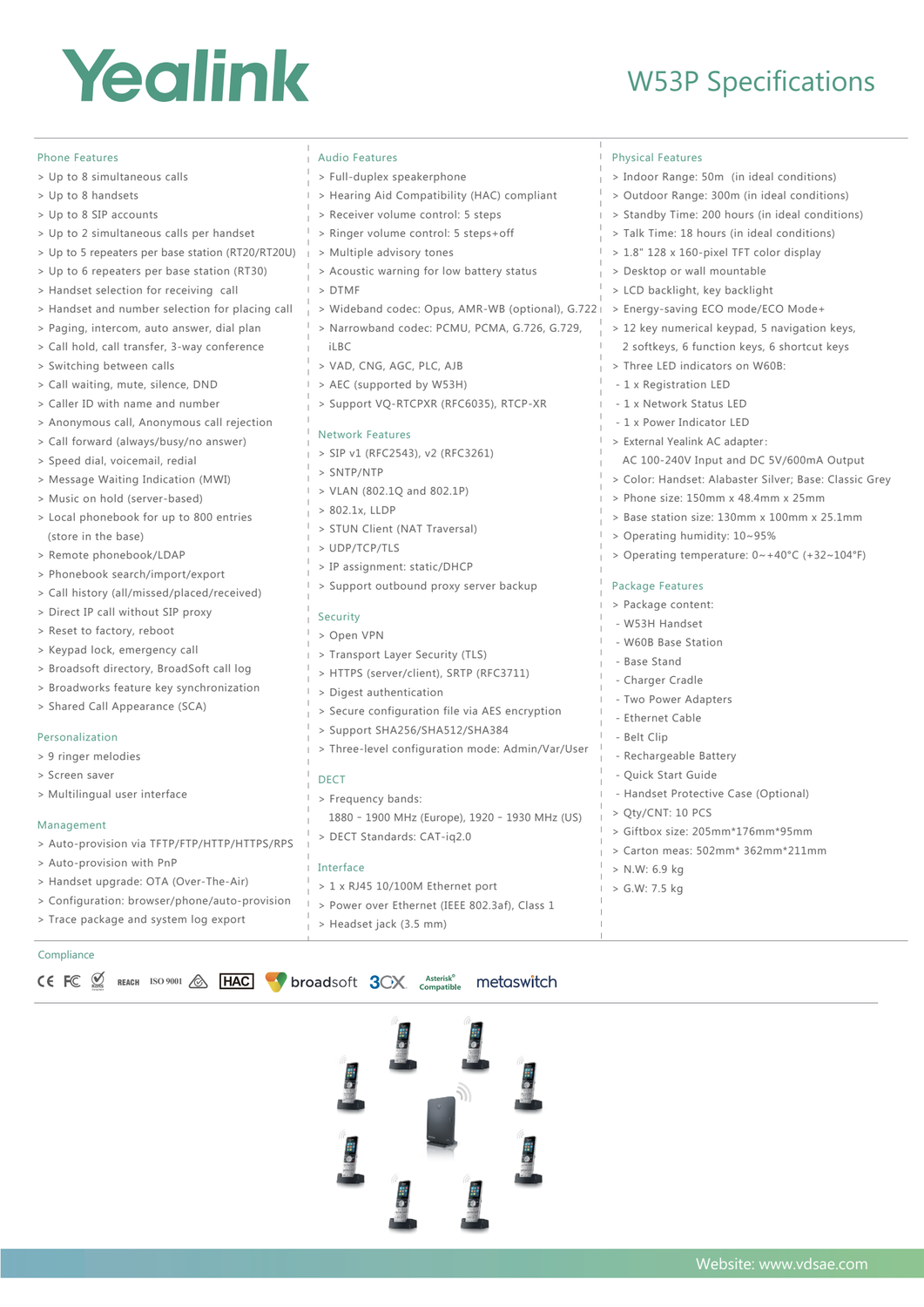# Yealink

## W53P Specifications

### Phone Features

- Up to 8 simultaneous calls
- Up to 8 handsets
- Up to 8 SIP accounts
- Up to 2 simultaneous calls per handset
- Up to 5 repeaters per base station (RT20/RT20U)
- Up to 6 repeaters per base station (RT30)
- Handset selection for receiving call
- Handset and number selection for placing call
- Paging, intercom, auto answer, dial plan
- Call hold, call transfer, 3-way conference
- Switching between calls
- Call waiting, mute, silence, DND
- Caller ID with name and number
- Anonymous call, Anonymous call rejection
- Call forward (always/busy/no answer)
- Speed dial, voicemail, redial
- Message Waiting Indication (MWI)
- Music on hold (server-based)
- Local phonebook for up to 800 entries (store in the base)
- Remote phonebook/LDAP
- Phonebook search/import/export
- Call history (all/missed/placed/received)
- Direct IP call without SIP proxy
- Reset to factory, reboot
- Keypad lock, emergency call
- Broadsoft directory, BroadSoft call log
- Broadworks feature key synchronization
- Shared Call Appearance (SCA)

### Personalization

- 9 ringer melodies
- Screen saver
- Multilingual user interface

### Management

- Auto-provision via TFTP/FTP/HTTP/HTTPS/RPS
- Auto-provision with PnP
- Handset upgrade: OTA (Over-The-Air)
- Configuration: browser/phone/auto-provision
- Trace package and system log export

### Audio Features

- Full-duplex speakerphone
- Hearing Aid Compatibility (HAC) compliant
- Receiver volume control: 5 steps
- Ringer volume control: 5 steps+off
- Multiple advisory tones
- Acoustic warning for low battery status
- DTMF
- Wideband codec: Opus, AMR-WB (optional), G.722
- Narrowband codec: PCMU, PCMA, G.726, G.729, iLBC
- VAD, CNG, AGC, PLC, AJB
- AEC (supported by W53H)
- Support VQ-RTCPXR (RFC6035), RTCP-XR

### Network Features

- SIP v1 (RFC2543), v2 (RFC3261)
- SNTP/NTP
- VLAN (802.1Q and 802.1P)
- 802.1x, LLDP
- STUN Client (NAT Traversal)
- UDP/TCP/TLS
- IP assignment: static/DHCP
- Support outbound proxy server backup

### Security

- Open VPN
- Transport Layer Security (TLS)
- HTTPS (server/client), SRTP (RFC3711)
- Digest authentication
- Secure configuration file via AES encryption
- Support SHA256/SHA512/SHA384
- Three-level configuration mode: Admin/Var/User

### DECT

- Frequency bands: 1880 - 1900 MHz (Europe), 1920 - 1930 MHz (US)
- DECT Standards: CAT-iq2.0

### Interface

- 1 x RJ45 10/100M Ethernet port
- Power over Ethernet (IEEE 802.3af), Class 1
- Headset jack (3.5 mm)

### Physical Features

- Indoor Range: 50m (in ideal conditions)
- Outdoor Range: 300m (in ideal conditions)
- Standby Time: 200 hours (in ideal conditions)
- Talk Time: 18 hours (in ideal conditions)
- 1.8" 128 x 160-pixel TFT color display
- Desktop or wall mountable
- LCD backlight, key backlight
- Energy-saving ECO mode/ECO Mode+
- 12 key numerical keypad, 5 navigation keys, 2 softkeys, 6 function keys, 6 shortcut keys
- Three LED indicators on W60B:
  - 1 x Registration LED
  - 1 x Network Status LED
  - 1 x Power Indicator LED
- External Yealink AC adapter: AC 100-240V Input and DC 5V/600mA Output
- Color: Handset: Alabaster Silver; Base: Classic Grey
- Phone size: 150mm x 48.4mm x 25mm
- Base station size: 130mm x 100mm x 25.1mm
- Operating humidity: 10~95%
- Operating temperature: 0~+40°C (+32~104°F)

### Package Features

- Package content:
  - W53H Handset
  - W60B Base Station
  - Base Stand
  - Charger Cradle
  - Two Power Adapters
  - Ethernet Cable
  - Belt Clip
  - Rechargeable Battery
  - Quick Start Guide
  - Handset Protective Case (Optional)
- Qty/CNT: 10 PCS
- Giftbox size: 205mm*176mm*95mm
- Carton meas: 502mm* 362mm*211mm
- N.W: 6.9 kg
- G.W: 7.5 kg

### Compliance

CE FC REACH ISO 9001 HAC broadsoft 3CX Asterisk® Compatible metaswitch

Website: www.vdsae.com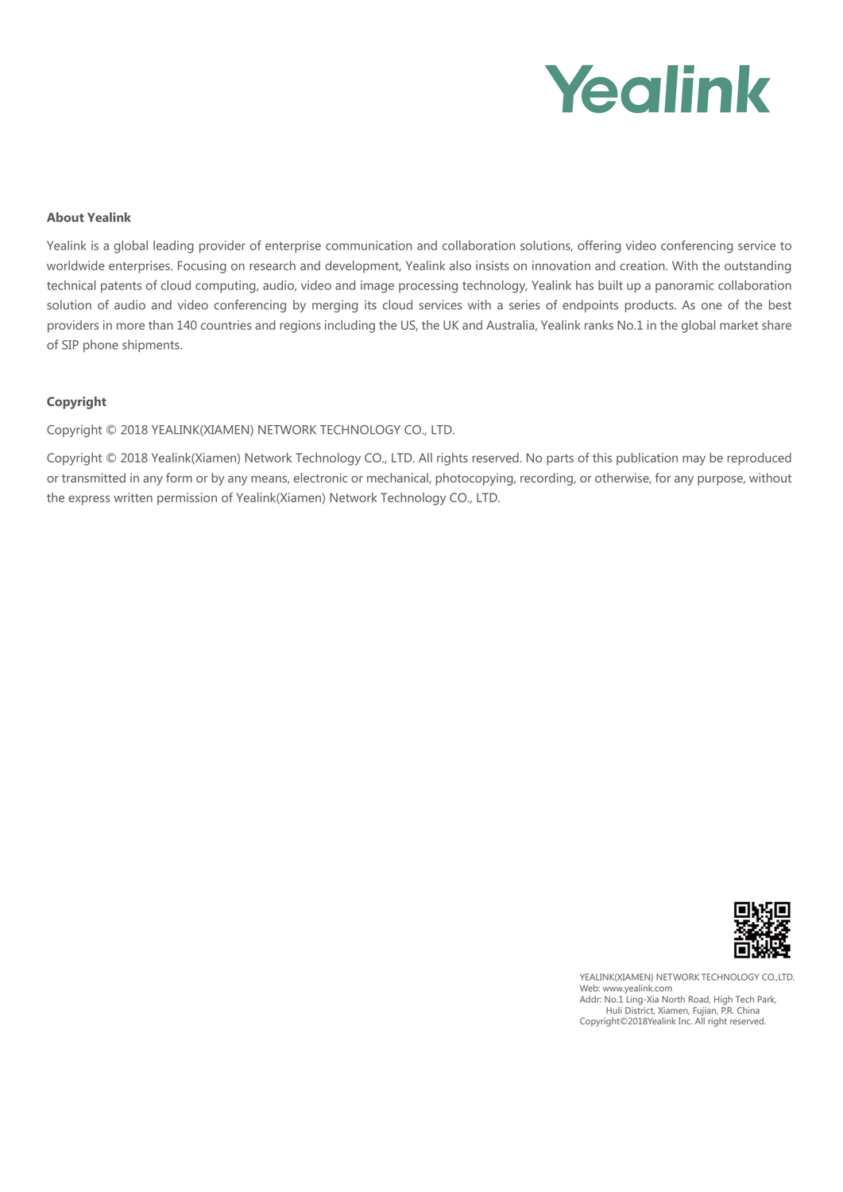Yealink

**About Yealink**

Yealink is a global leading provider of enterprise communication and collaboration solutions, offering video conferencing service to worldwide enterprises. Focusing on research and development, Yealink also insists on innovation and creation. With the outstanding technical patents of cloud computing, audio, video and image processing technology, Yealink has built up a panoramic collaboration solution of audio and video conferencing by merging its cloud services with a series of endpoints products. As one of the best providers in more than 140 countries and regions including the US, the UK and Australia, Yealink ranks No.1 in the global market share of SIP phone shipments.

**Copyright**

Copyright © 2018 YEALINK(XIAMEN) NETWORK TECHNOLOGY CO., LTD.

Copyright © 2018 Yealink(Xiamen) Network Technology CO., LTD. All rights reserved. No parts of this publication may be reproduced or transmitted in any form or by any means, electronic or mechanical, photocopying, recording, or otherwise, for any purpose, without the express written permission of Yealink(Xiamen) Network Technology CO., LTD.

YEALINK(XIAMEN) NETWORK TECHNOLOGY CO.,LTD.
Web: www.yealink.com
Addr: No.1 Ling-Xia North Road, High Tech Park, Huli District, Xiamen, Fujian, P.R. China
Copyright©2018Yealink Inc. All right reserved.